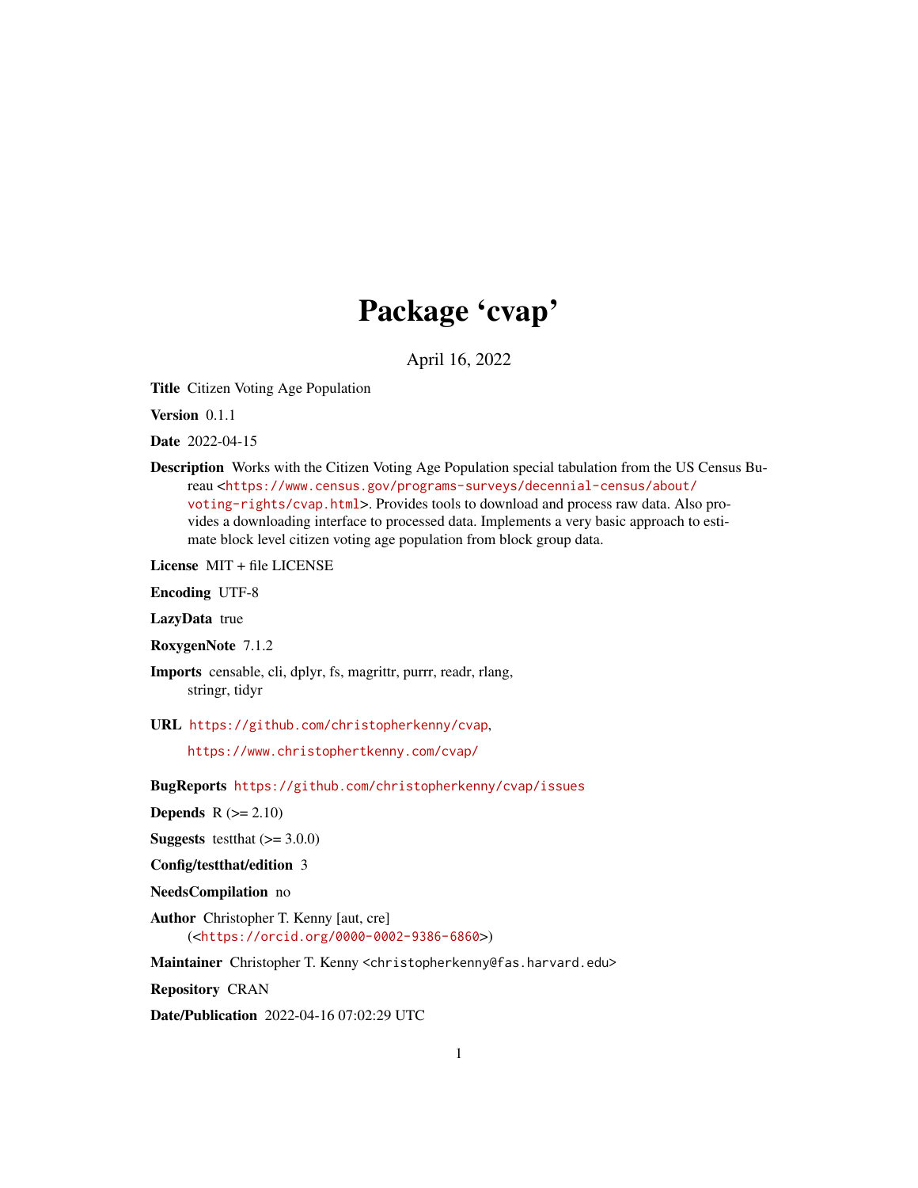# Package 'cvap'

April 16, 2022

**Title** Citizen Voting Age Population

**Version** 0.1.1

**Date** 2022-04-15

**Description** Works with the Citizen Voting Age Population special tabulation from the US Census Bureau <https://www.census.gov/programs-surveys/decennial-census/about/voting-rights/cvap.html>. Provides tools to download and process raw data. Also provides a downloading interface to processed data. Implements a very basic approach to estimate block level citizen voting age population from block group data.

**License** MIT + file LICENSE

**Encoding** UTF-8

**LazyData** true

**RoxygenNote** 7.1.2

**Imports** censable, cli, dplyr, fs, magrittr, purrr, readr, rlang, stringr, tidyr

**URL** https://github.com/christopherkenny/cvap, https://www.christophertkenny.com/cvap/

**BugReports** https://github.com/christopherkenny/cvap/issues

**Depends** R (>= 2.10)

**Suggests** testthat (>= 3.0.0)

**Config/testthat/edition** 3

**NeedsCompilation** no

**Author** Christopher T. Kenny [aut, cre] (<https://orcid.org/0000-0002-9386-6860>)

**Maintainer** Christopher T. Kenny <christopherkenny@fas.harvard.edu>

**Repository** CRAN

**Date/Publication** 2022-04-16 07:02:29 UTC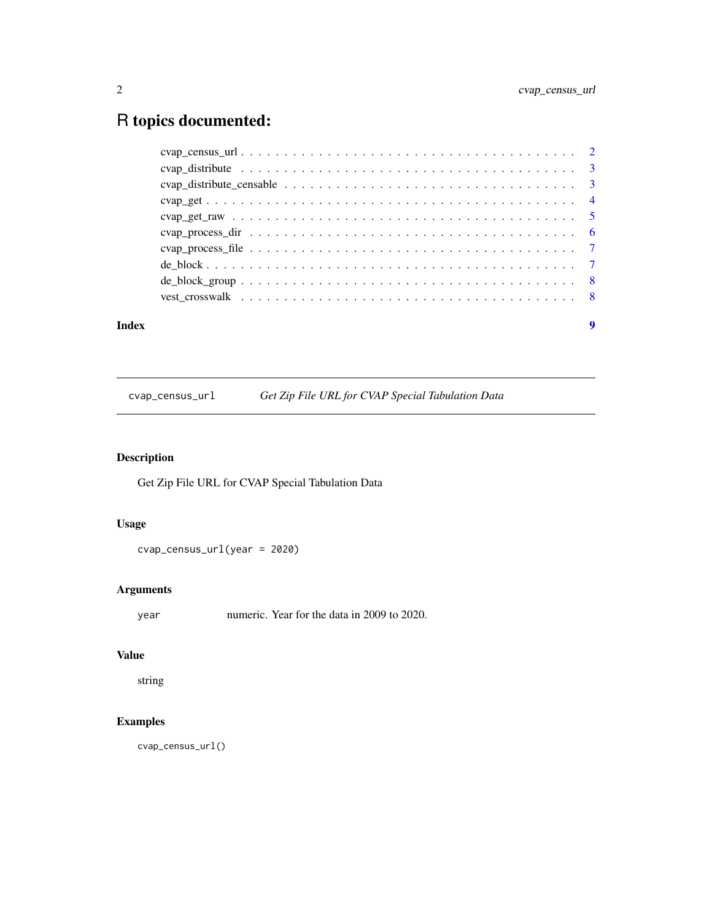# R topics documented:

- cvap_census_url . . . . . . . . . . . . . . . . . . . . . . . . . . . . . . . . . . . . . . . 2
- cvap_distribute . . . . . . . . . . . . . . . . . . . . . . . . . . . . . . . . . . . . . . . . 3
- cvap_distribute_censable . . . . . . . . . . . . . . . . . . . . . . . . . . . . . . . . . . 3
- cvap_get . . . . . . . . . . . . . . . . . . . . . . . . . . . . . . . . . . . . . . . . . . . 4
- cvap_get_raw . . . . . . . . . . . . . . . . . . . . . . . . . . . . . . . . . . . . . . . . 5
- cvap_process_dir . . . . . . . . . . . . . . . . . . . . . . . . . . . . . . . . . . . . . . 6
- cvap_process_file . . . . . . . . . . . . . . . . . . . . . . . . . . . . . . . . . . . . . 7
- de_block . . . . . . . . . . . . . . . . . . . . . . . . . . . . . . . . . . . . . . . . . . . 7
- de_block_group . . . . . . . . . . . . . . . . . . . . . . . . . . . . . . . . . . . . . . . 8
- vest_crosswalk . . . . . . . . . . . . . . . . . . . . . . . . . . . . . . . . . . . . . . . 8

**Index** 9

---

## cvap_census_url — *Get Zip File URL for CVAP Special Tabulation Data*

### Description

Get Zip File URL for CVAP Special Tabulation Data

### Usage

```
cvap_census_url(year = 2020)
```

### Arguments

| | |
|---|---|
| year | numeric. Year for the data in 2009 to 2020. |

### Value

string

### Examples

```
cvap_census_url()
```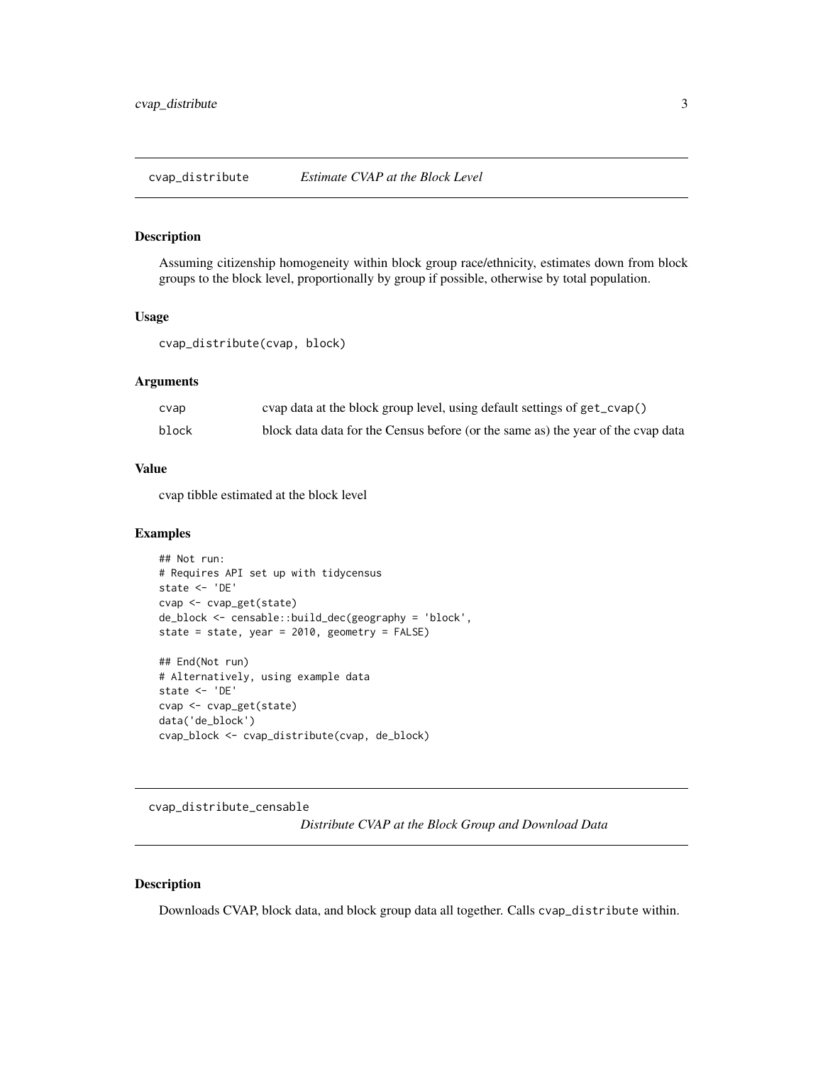## cvap_distribute    *Estimate CVAP at the Block Level*

### Description

Assuming citizenship homogeneity within block group race/ethnicity, estimates down from block groups to the block level, proportionally by group if possible, otherwise by total population.

### Usage

```
cvap_distribute(cvap, block)
```

### Arguments

| | |
|---|---|
| cvap | cvap data at the block group level, using default settings of get_cvap() |
| block | block data data for the Census before (or the same as) the year of the cvap data |

### Value

cvap tibble estimated at the block level

### Examples

```
## Not run:
# Requires API set up with tidycensus
state <- 'DE'
cvap <- cvap_get(state)
de_block <- censable::build_dec(geography = 'block',
state = state, year = 2010, geometry = FALSE)

## End(Not run)
# Alternatively, using example data
state <- 'DE'
cvap <- cvap_get(state)
data('de_block')
cvap_block <- cvap_distribute(cvap, de_block)
```

## cvap_distribute_censable    *Distribute CVAP at the Block Group and Download Data*

### Description

Downloads CVAP, block data, and block group data all together. Calls cvap_distribute within.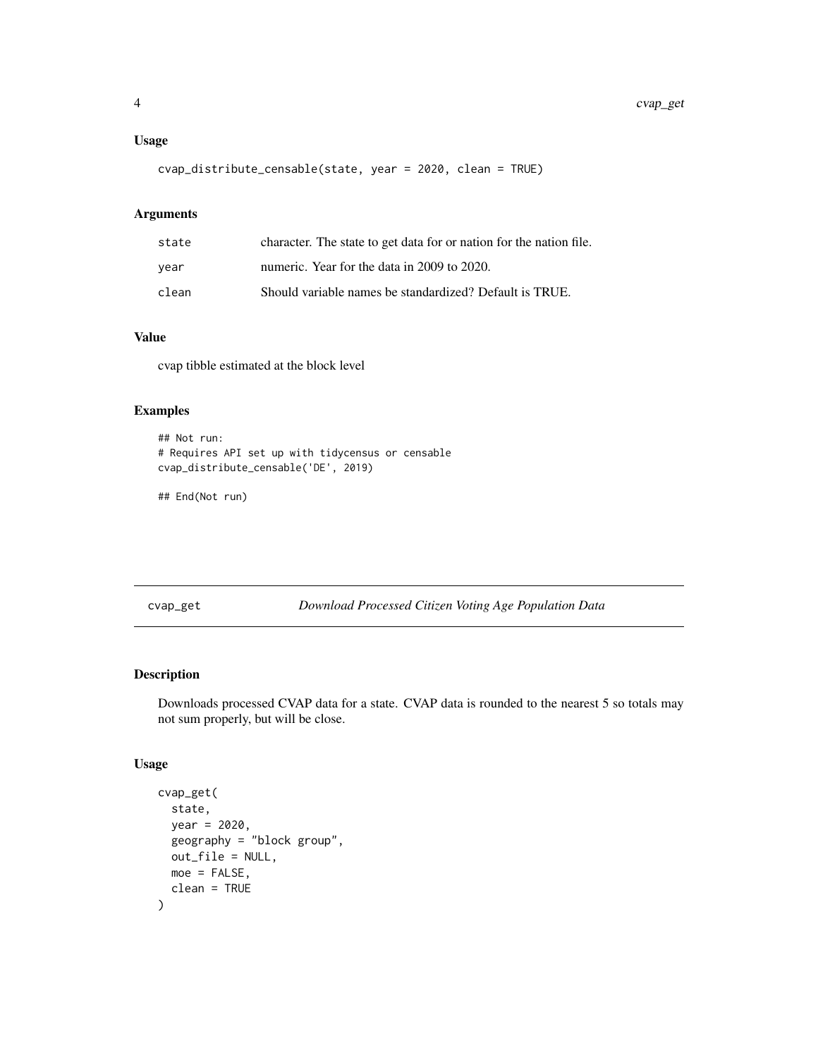### Usage

```
cvap_distribute_censable(state, year = 2020, clean = TRUE)
```

### Arguments

| | |
|---|---|
| state | character. The state to get data for or nation for the nation file. |
| year | numeric. Year for the data in 2009 to 2020. |
| clean | Should variable names be standardized? Default is TRUE. |

### Value

cvap tibble estimated at the block level

### Examples

```
## Not run:
# Requires API set up with tidycensus or censable
cvap_distribute_censable('DE', 2019)

## End(Not run)
```

---

## cvap_get — *Download Processed Citizen Voting Age Population Data*

---

### Description

Downloads processed CVAP data for a state. CVAP data is rounded to the nearest 5 so totals may not sum properly, but will be close.

### Usage

```
cvap_get(
  state,
  year = 2020,
  geography = "block group",
  out_file = NULL,
  moe = FALSE,
  clean = TRUE
)
```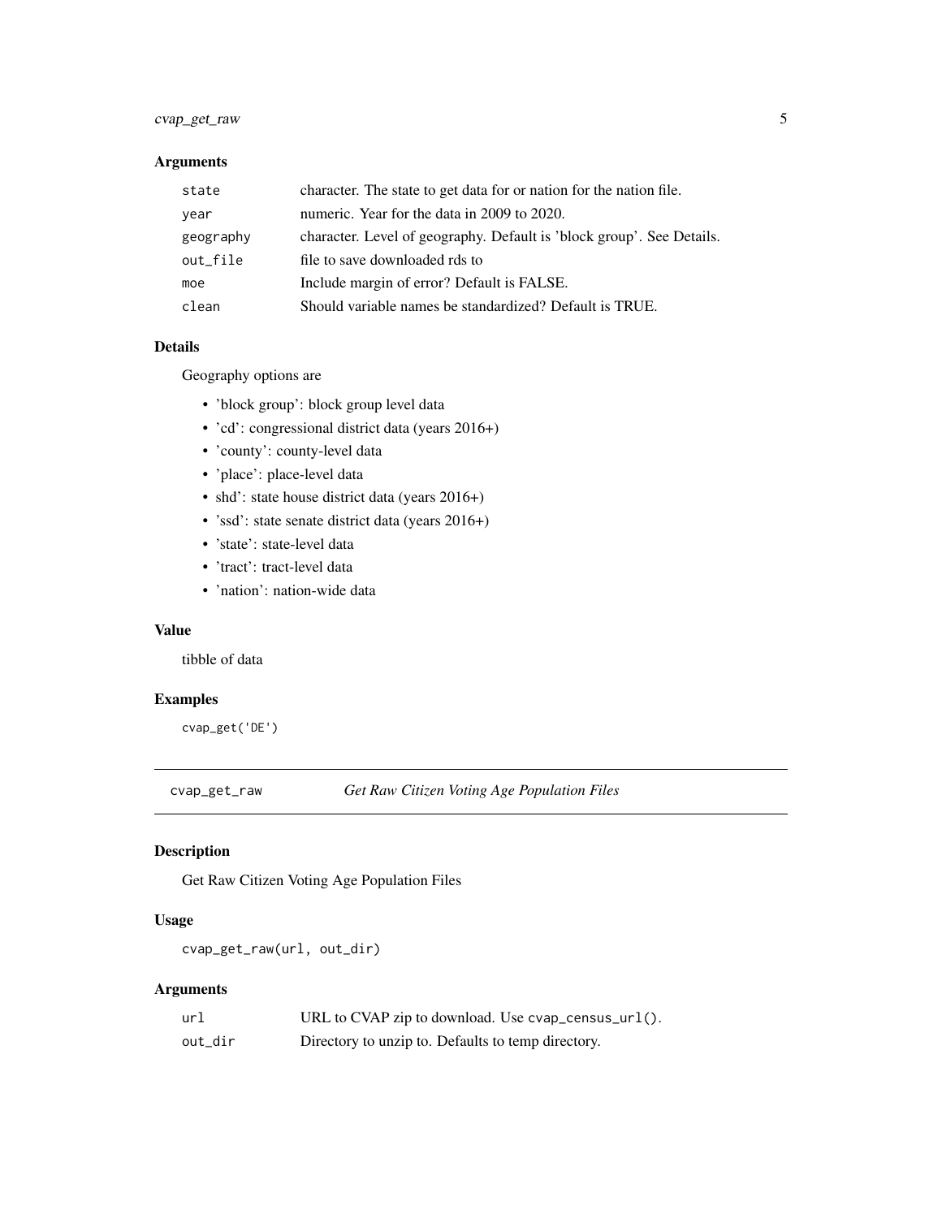## Arguments

| | |
|---|---|
| state | character. The state to get data for or nation for the nation file. |
| year | numeric. Year for the data in 2009 to 2020. |
| geography | character. Level of geography. Default is 'block group'. See Details. |
| out_file | file to save downloaded rds to |
| moe | Include margin of error? Default is FALSE. |
| clean | Should variable names be standardized? Default is TRUE. |

## Details

Geography options are

- 'block group': block group level data
- 'cd': congressional district data (years 2016+)
- 'county': county-level data
- 'place': place-level data
- shd': state house district data (years 2016+)
- 'ssd': state senate district data (years 2016+)
- 'state': state-level data
- 'tract': tract-level data
- 'nation': nation-wide data

## Value

tibble of data

## Examples

```
cvap_get('DE')
```

---

# cvap_get_raw — *Get Raw Citizen Voting Age Population Files*

## Description

Get Raw Citizen Voting Age Population Files

## Usage

```
cvap_get_raw(url, out_dir)
```

## Arguments

| | |
|---|---|
| url | URL to CVAP zip to download. Use `cvap_census_url()`. |
| out_dir | Directory to unzip to. Defaults to temp directory. |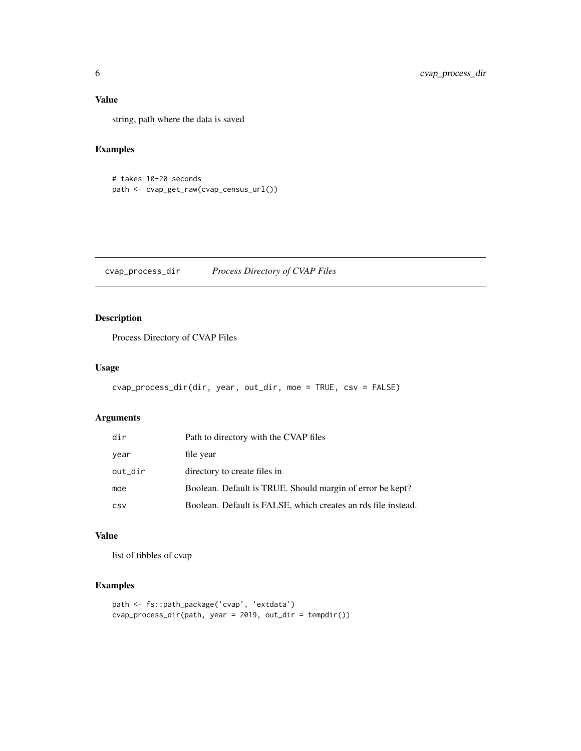### Value

string, path where the data is saved

### Examples

```
# takes 10-20 seconds
path <- cvap_get_raw(cvap_census_url())
```

---

## cvap_process_dir *Process Directory of CVAP Files*

### Description

Process Directory of CVAP Files

### Usage

```
cvap_process_dir(dir, year, out_dir, moe = TRUE, csv = FALSE)
```

### Arguments

| | |
|---|---|
| dir | Path to directory with the CVAP files |
| year | file year |
| out_dir | directory to create files in |
| moe | Boolean. Default is TRUE. Should margin of error be kept? |
| csv | Boolean. Default is FALSE, which creates an rds file instead. |

### Value

list of tibbles of cvap

### Examples

```
path <- fs::path_package('cvap', 'extdata')
cvap_process_dir(path, year = 2019, out_dir = tempdir())
```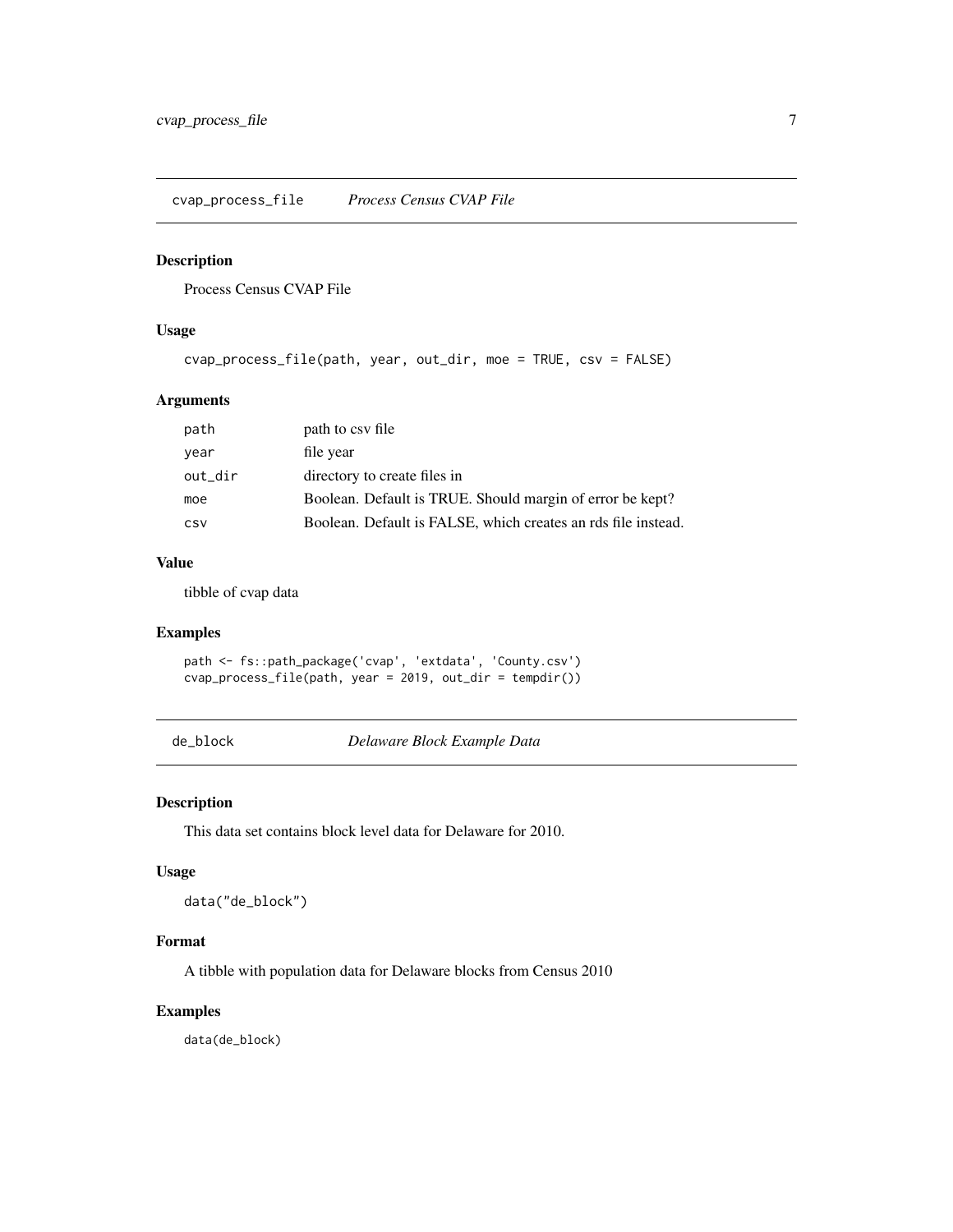## cvap_process_file *Process Census CVAP File*

### Description

Process Census CVAP File

### Usage

```
cvap_process_file(path, year, out_dir, moe = TRUE, csv = FALSE)
```

### Arguments

| | |
|---|---|
| path | path to csv file |
| year | file year |
| out_dir | directory to create files in |
| moe | Boolean. Default is TRUE. Should margin of error be kept? |
| csv | Boolean. Default is FALSE, which creates an rds file instead. |

### Value

tibble of cvap data

### Examples

```
path <- fs::path_package('cvap', 'extdata', 'County.csv')
cvap_process_file(path, year = 2019, out_dir = tempdir())
```

## de_block *Delaware Block Example Data*

### Description

This data set contains block level data for Delaware for 2010.

### Usage

```
data("de_block")
```

### Format

A tibble with population data for Delaware blocks from Census 2010

### Examples

```
data(de_block)
```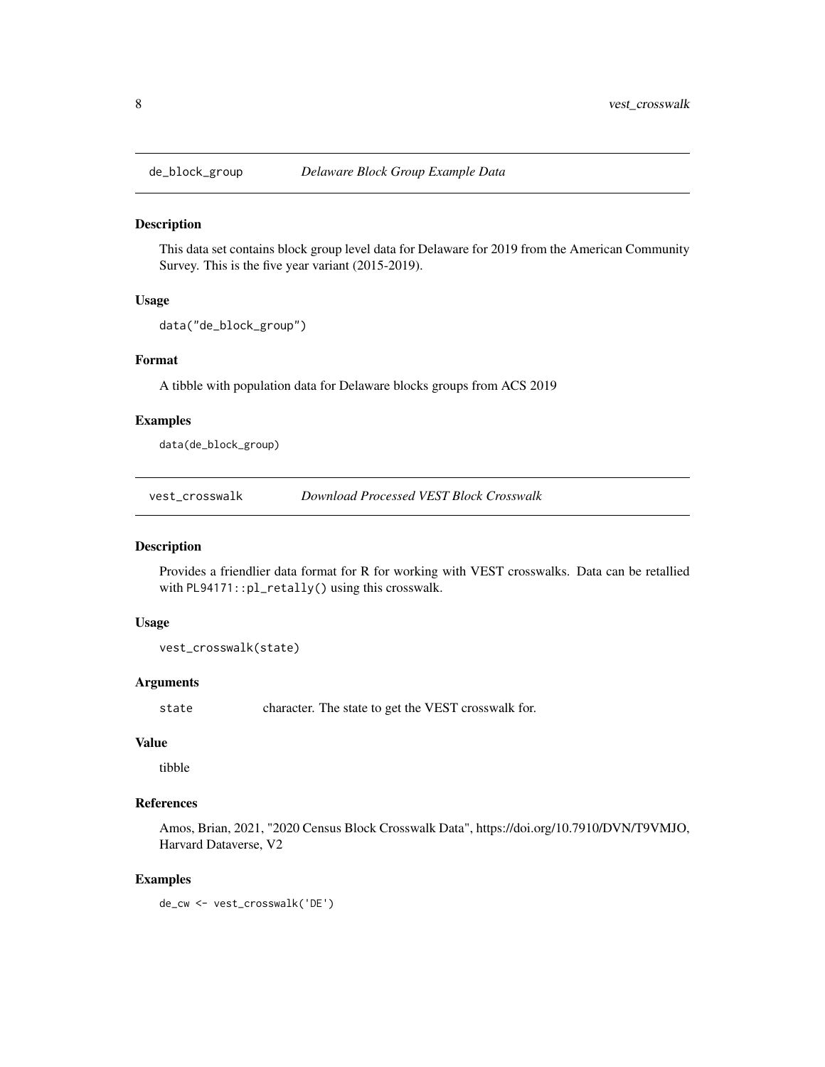## de_block_group *Delaware Block Group Example Data*

### Description

This data set contains block group level data for Delaware for 2019 from the American Community Survey. This is the five year variant (2015-2019).

### Usage

```
data("de_block_group")
```

### Format

A tibble with population data for Delaware blocks groups from ACS 2019

### Examples

```
data(de_block_group)
```

## vest_crosswalk *Download Processed VEST Block Crosswalk*

### Description

Provides a friendlier data format for R for working with VEST crosswalks. Data can be retallied with `PL94171::pl_retally()` using this crosswalk.

### Usage

```
vest_crosswalk(state)
```

### Arguments

| | |
|---|---|
| state | character. The state to get the VEST crosswalk for. |

### Value

tibble

### References

Amos, Brian, 2021, "2020 Census Block Crosswalk Data", https://doi.org/10.7910/DVN/T9VMJO, Harvard Dataverse, V2

### Examples

```
de_cw <- vest_crosswalk('DE')
```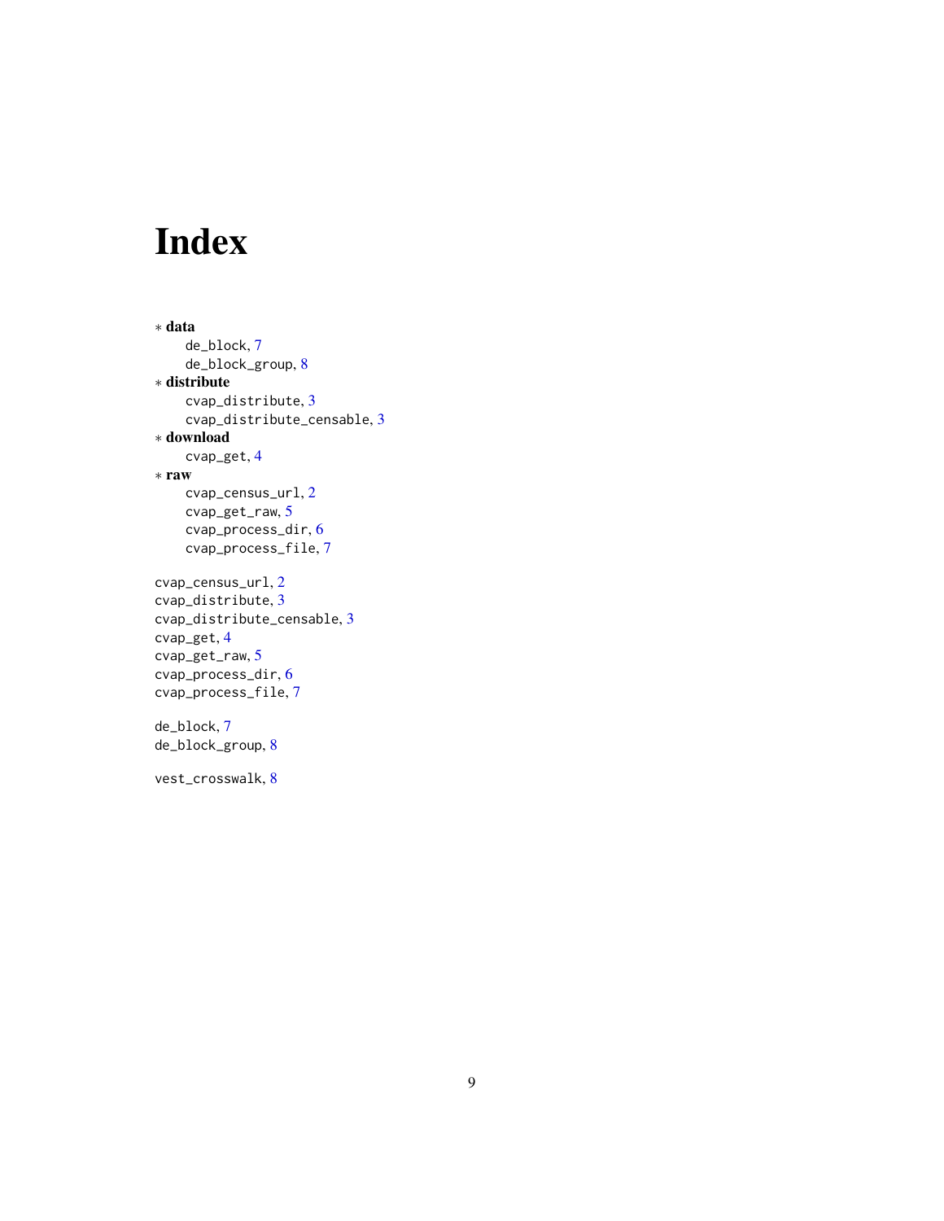# Index

∗ **data**
- de_block, 7
- de_block_group, 8

∗ **distribute**
- cvap_distribute, 3
- cvap_distribute_censable, 3

∗ **download**
- cvap_get, 4

∗ **raw**
- cvap_census_url, 2
- cvap_get_raw, 5
- cvap_process_dir, 6
- cvap_process_file, 7

cvap_census_url, 2
cvap_distribute, 3
cvap_distribute_censable, 3
cvap_get, 4
cvap_get_raw, 5
cvap_process_dir, 6
cvap_process_file, 7

de_block, 7
de_block_group, 8

vest_crosswalk, 8